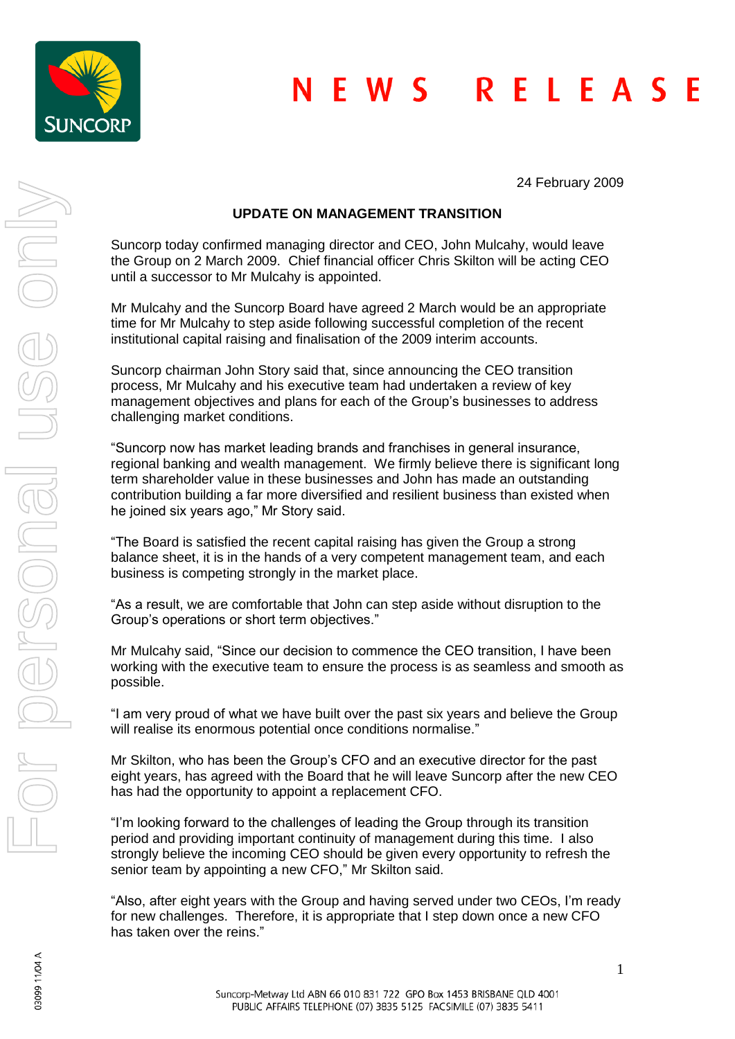# NEWS RELEASE

24 February 2009

**UPDATE ON MANAGEMENT TRANSITION**

Suncorp today confirmed managing director and CEO, John Mulcahy, would leave the Group on 2 March 2009. Chief financial officer Chris Skilton will be acting CEO until a successor to Mr Mulcahy is appointed.

Mr Mulcahy and the Suncorp Board have agreed 2 March would be an appropriate time for Mr Mulcahy to step aside following successful completion of the recent institutional capital raising and finalisation of the 2009 interim accounts.

Suncorp chairman John Story said that, since announcing the CEO transition process, Mr Mulcahy and his executive team had undertaken a review of key management objectives and plans for each of the Group's businesses to address challenging market conditions.

"Suncorp now has market leading brands and franchises in general insurance, regional banking and wealth management. We firmly believe there is significant long term shareholder value in these businesses and John has made an outstanding contribution building a far more diversified and resilient business than existed when he joined six years ago," Mr Story said.

"The Board is satisfied the recent capital raising has given the Group a strong balance sheet, it is in the hands of a very competent management team, and each business is competing strongly in the market place.

"As a result, we are comfortable that John can step aside without disruption to the Group's operations or short term objectives."

Mr Mulcahy said, "Since our decision to commence the CEO transition, I have been working with the executive team to ensure the process is as seamless and smooth as possible.

"I am very proud of what we have built over the past six years and believe the Group will realise its enormous potential once conditions normalise."

Mr Skilton, who has been the Group's CFO and an executive director for the past eight years, has agreed with the Board that he will leave Suncorp after the new CEO has had the opportunity to appoint a replacement CFO.

"I'm looking forward to the challenges of leading the Group through its transition period and providing important continuity of management during this time. I also strongly believe the incoming CEO should be given every opportunity to refresh the senior team by appointing a new CFO," Mr Skilton said.

"Also, after eight years with the Group and having served under two CEOs, I'm ready for new challenges. Therefore, it is appropriate that I step down once a new CFO has taken over the reins."

Suncorp-Metway Ltd ABN 66 010 831 722 GPO Box 1453 BRISBANE QLD 4001
PUBLIC AFFAIRS TELEPHONE (07) 3835 5125 FACSIMILE (07) 3835 5411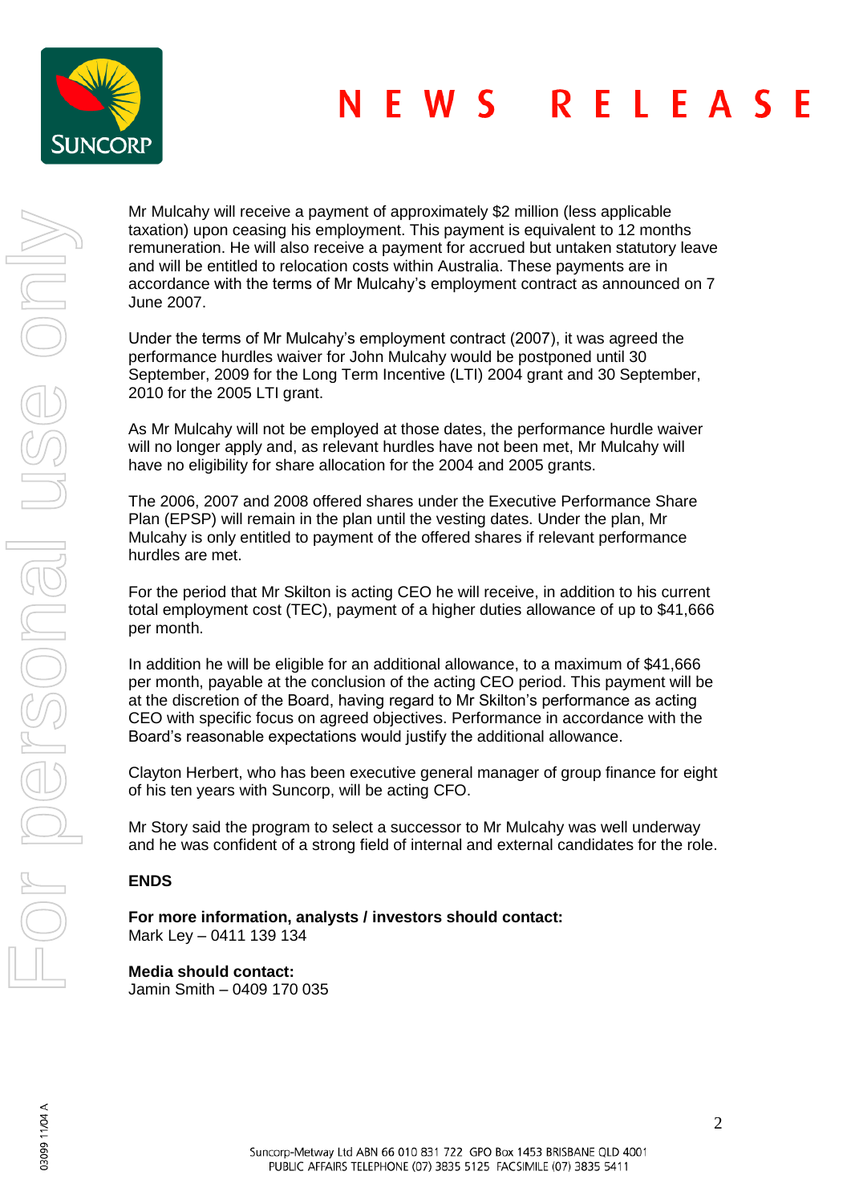Mr Mulcahy will receive a payment of approximately $2 million (less applicable taxation) upon ceasing his employment. This payment is equivalent to 12 months remuneration. He will also receive a payment for accrued but untaken statutory leave and will be entitled to relocation costs within Australia. These payments are in accordance with the terms of Mr Mulcahy's employment contract as announced on 7 June 2007.

Under the terms of Mr Mulcahy's employment contract (2007), it was agreed the performance hurdles waiver for John Mulcahy would be postponed until 30 September, 2009 for the Long Term Incentive (LTI) 2004 grant and 30 September, 2010 for the 2005 LTI grant.

As Mr Mulcahy will not be employed at those dates, the performance hurdle waiver will no longer apply and, as relevant hurdles have not been met, Mr Mulcahy will have no eligibility for share allocation for the 2004 and 2005 grants.

The 2006, 2007 and 2008 offered shares under the Executive Performance Share Plan (EPSP) will remain in the plan until the vesting dates. Under the plan, Mr Mulcahy is only entitled to payment of the offered shares if relevant performance hurdles are met.

For the period that Mr Skilton is acting CEO he will receive, in addition to his current total employment cost (TEC), payment of a higher duties allowance of up to $41,666 per month.

In addition he will be eligible for an additional allowance, to a maximum of $41,666 per month, payable at the conclusion of the acting CEO period. This payment will be at the discretion of the Board, having regard to Mr Skilton's performance as acting CEO with specific focus on agreed objectives. Performance in accordance with the Board's reasonable expectations would justify the additional allowance.

Clayton Herbert, who has been executive general manager of group finance for eight of his ten years with Suncorp, will be acting CFO.

Mr Story said the program to select a successor to Mr Mulcahy was well underway and he was confident of a strong field of internal and external candidates for the role.

**ENDS**

**For more information, analysts / investors should contact:**
Mark Ley – 0411 139 134

**Media should contact:**
Jamin Smith – 0409 170 035